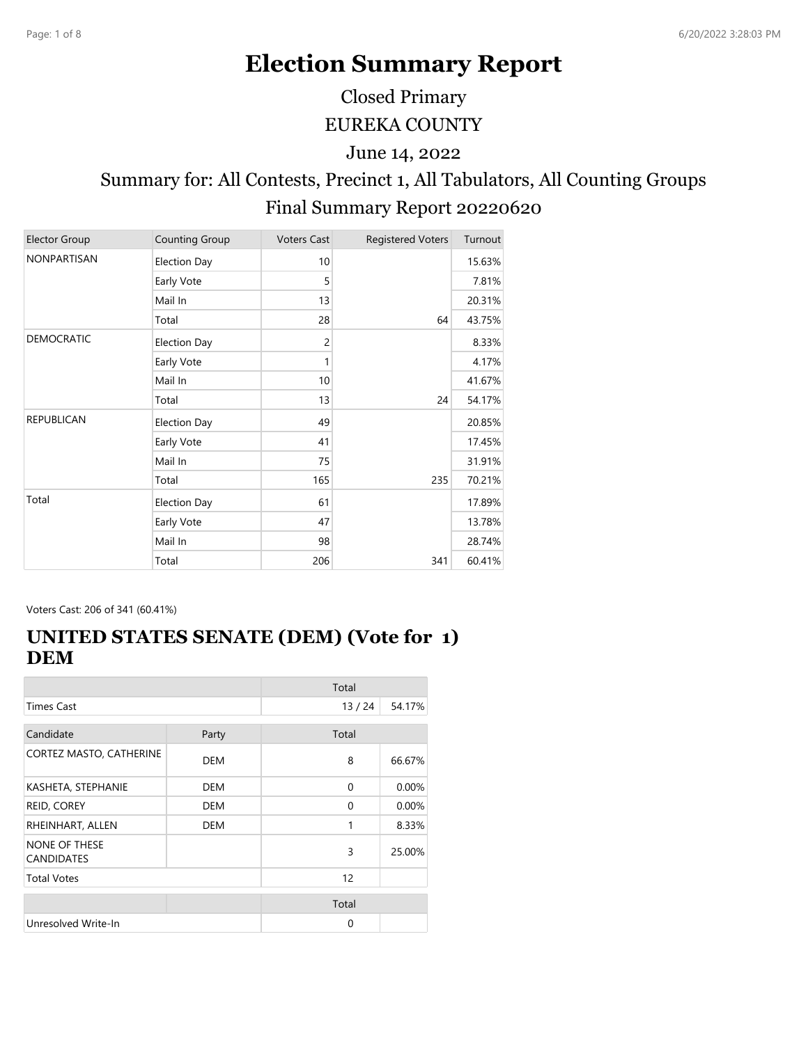# Election Summary Report

Closed Primary

EUREKA COUNTY

June 14, 2022

Summary for: All Contests, Precinct 1, All Tabulators, All Counting Groups

Final Summary Report 20220620

| Elector Group | Counting Group | Voters Cast | Registered Voters | Turnout |
|---|---|---|---|---|
| NONPARTISAN | Election Day | 10 | | 15.63% |
| | Early Vote | 5 | | 7.81% |
| | Mail In | 13 | | 20.31% |
| | Total | 28 | 64 | 43.75% |
| DEMOCRATIC | Election Day | 2 | | 8.33% |
| | Early Vote | 1 | | 4.17% |
| | Mail In | 10 | | 41.67% |
| | Total | 13 | 24 | 54.17% |
| REPUBLICAN | Election Day | 49 | | 20.85% |
| | Early Vote | 41 | | 17.45% |
| | Mail In | 75 | | 31.91% |
| | Total | 165 | 235 | 70.21% |
| Total | Election Day | 61 | | 17.89% |
| | Early Vote | 47 | | 13.78% |
| | Mail In | 98 | | 28.74% |
| | Total | 206 | 341 | 60.41% |

Voters Cast: 206 of 341 (60.41%)

## UNITED STATES SENATE (DEM) (Vote for 1) DEM

| | | Total | |
|---|---|---|---|
| Times Cast | | 13 / 24 | 54.17% |

| Candidate | Party | Total | |
|---|---|---|---|
| CORTEZ MASTO, CATHERINE | DEM | 8 | 66.67% |
| KASHETA, STEPHANIE | DEM | 0 | 0.00% |
| REID, COREY | DEM | 0 | 0.00% |
| RHEINHART, ALLEN | DEM | 1 | 8.33% |
| NONE OF THESE CANDIDATES | | 3 | 25.00% |
| Total Votes | | 12 | |

| | | Total | |
|---|---|---|---|
| Unresolved Write-In | | 0 | |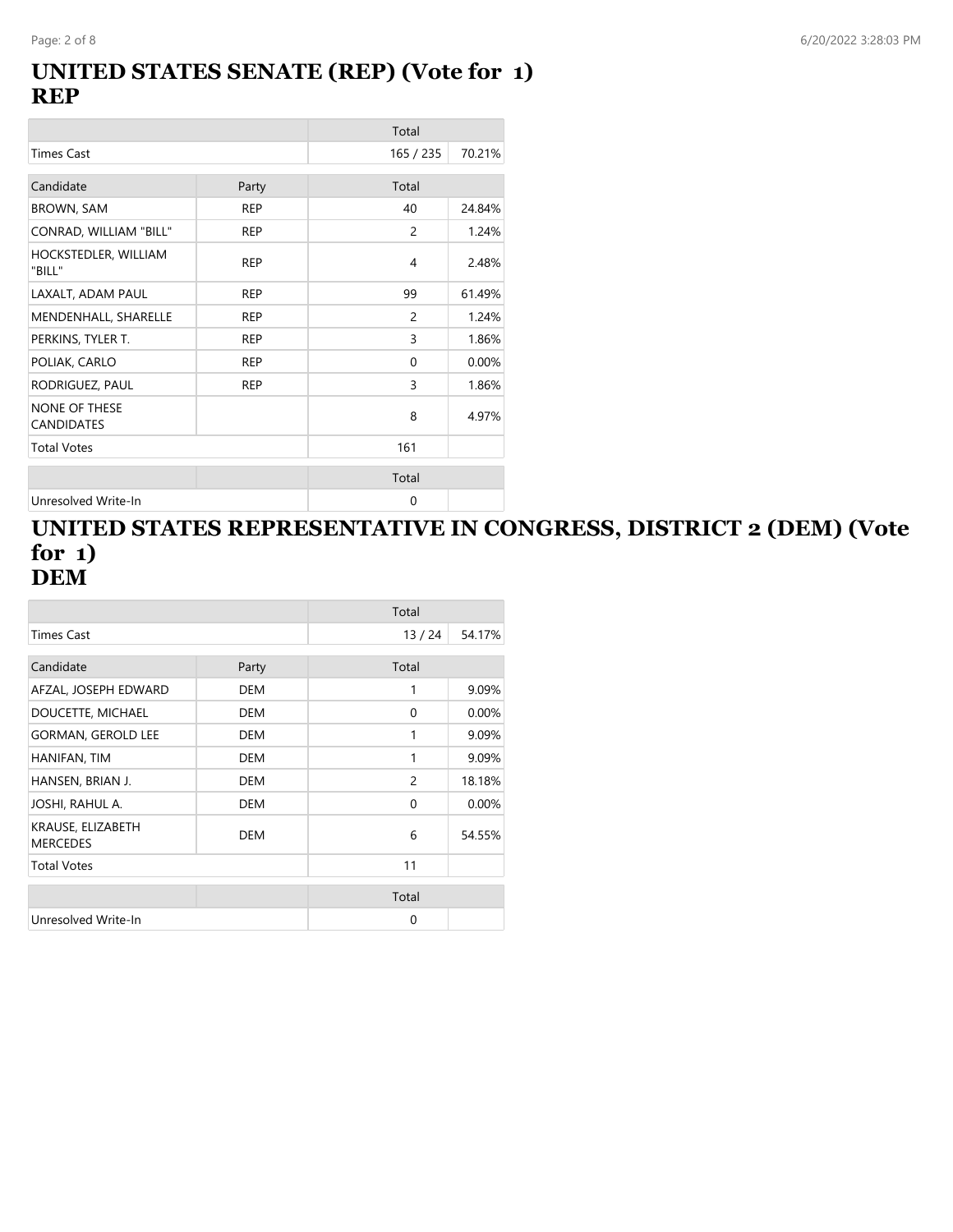## UNITED STATES SENATE (REP) (Vote for 1)
## REP

| | | Total | |
|---|---|---|---|
| Times Cast | | 165 / 235 | 70.21% |

| Candidate | Party | Total | |
|---|---|---|---|
| BROWN, SAM | REP | 40 | 24.84% |
| CONRAD, WILLIAM "BILL" | REP | 2 | 1.24% |
| HOCKSTEDLER, WILLIAM "BILL" | REP | 4 | 2.48% |
| LAXALT, ADAM PAUL | REP | 99 | 61.49% |
| MENDENHALL, SHARELLE | REP | 2 | 1.24% |
| PERKINS, TYLER T. | REP | 3 | 1.86% |
| POLIAK, CARLO | REP | 0 | 0.00% |
| RODRIGUEZ, PAUL | REP | 3 | 1.86% |
| NONE OF THESE CANDIDATES | | 8 | 4.97% |
| Total Votes | | 161 | |

| | | Total | |
|---|---|---|---|
| Unresolved Write-In | | 0 | |

## UNITED STATES REPRESENTATIVE IN CONGRESS, DISTRICT 2 (DEM) (Vote for 1)
## DEM

| | | Total | |
|---|---|---|---|
| Times Cast | | 13 / 24 | 54.17% |

| Candidate | Party | Total | |
|---|---|---|---|
| AFZAL, JOSEPH EDWARD | DEM | 1 | 9.09% |
| DOUCETTE, MICHAEL | DEM | 0 | 0.00% |
| GORMAN, GEROLD LEE | DEM | 1 | 9.09% |
| HANIFAN, TIM | DEM | 1 | 9.09% |
| HANSEN, BRIAN J. | DEM | 2 | 18.18% |
| JOSHI, RAHUL A. | DEM | 0 | 0.00% |
| KRAUSE, ELIZABETH MERCEDES | DEM | 6 | 54.55% |
| Total Votes | | 11 | |

| | | Total | |
|---|---|---|---|
| Unresolved Write-In | | 0 | |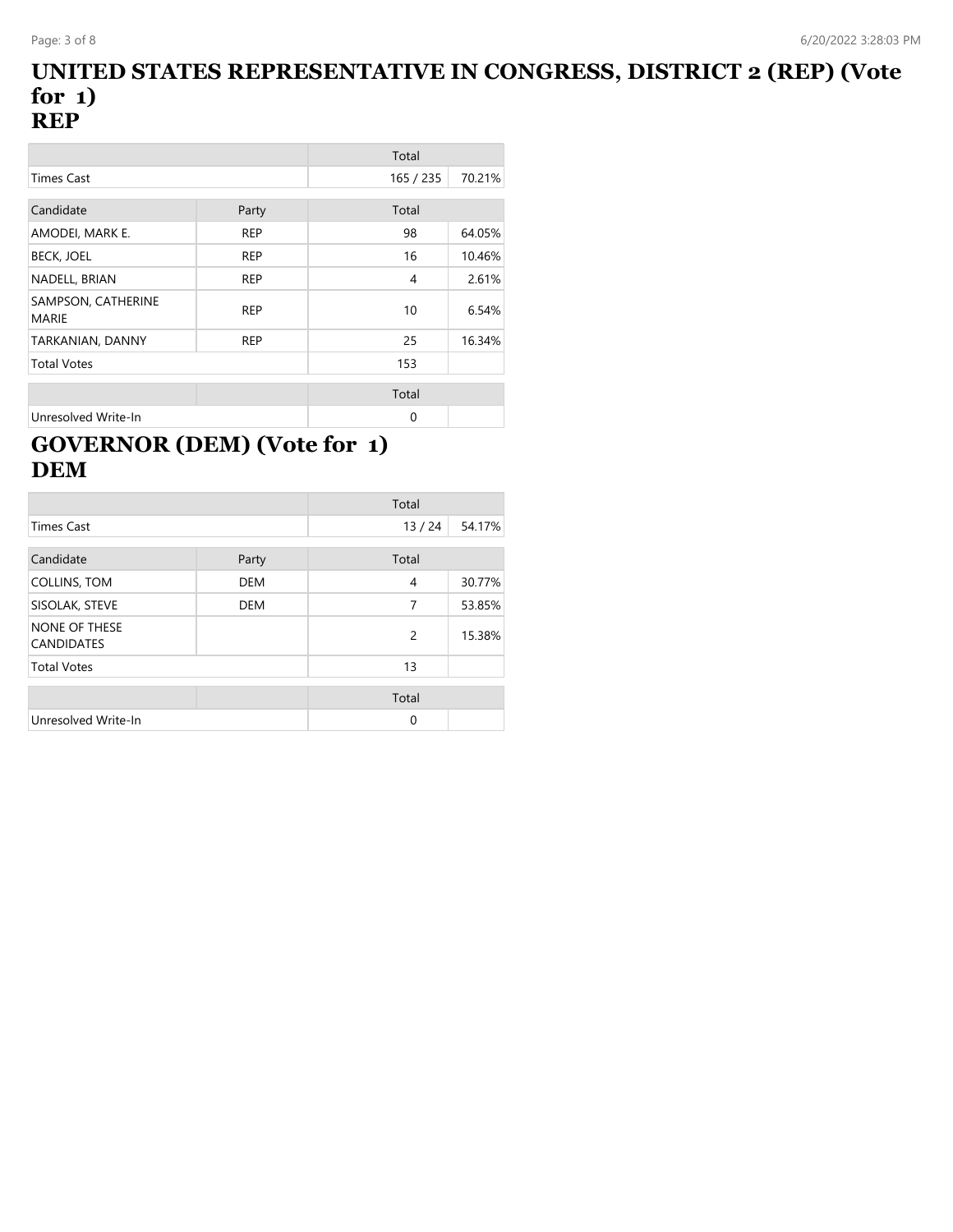# UNITED STATES REPRESENTATIVE IN CONGRESS, DISTRICT 2 (REP) (Vote for 1)
# REP

| | | Total | |
|---|---|---|---|
| Times Cast | | 165 / 235 | 70.21% |

| Candidate | Party | Total | |
|---|---|---|---|
| AMODEI, MARK E. | REP | 98 | 64.05% |
| BECK, JOEL | REP | 16 | 10.46% |
| NADELL, BRIAN | REP | 4 | 2.61% |
| SAMPSON, CATHERINE MARIE | REP | 10 | 6.54% |
| TARKANIAN, DANNY | REP | 25 | 16.34% |
| Total Votes | | 153 | |

| | | Total | |
|---|---|---|---|
| Unresolved Write-In | | 0 | |

# GOVERNOR (DEM) (Vote for 1)
# DEM

| | | Total | |
|---|---|---|---|
| Times Cast | | 13 / 24 | 54.17% |

| Candidate | Party | Total | |
|---|---|---|---|
| COLLINS, TOM | DEM | 4 | 30.77% |
| SISOLAK, STEVE | DEM | 7 | 53.85% |
| NONE OF THESE CANDIDATES | | 2 | 15.38% |
| Total Votes | | 13 | |

| | | Total | |
|---|---|---|---|
| Unresolved Write-In | | 0 | |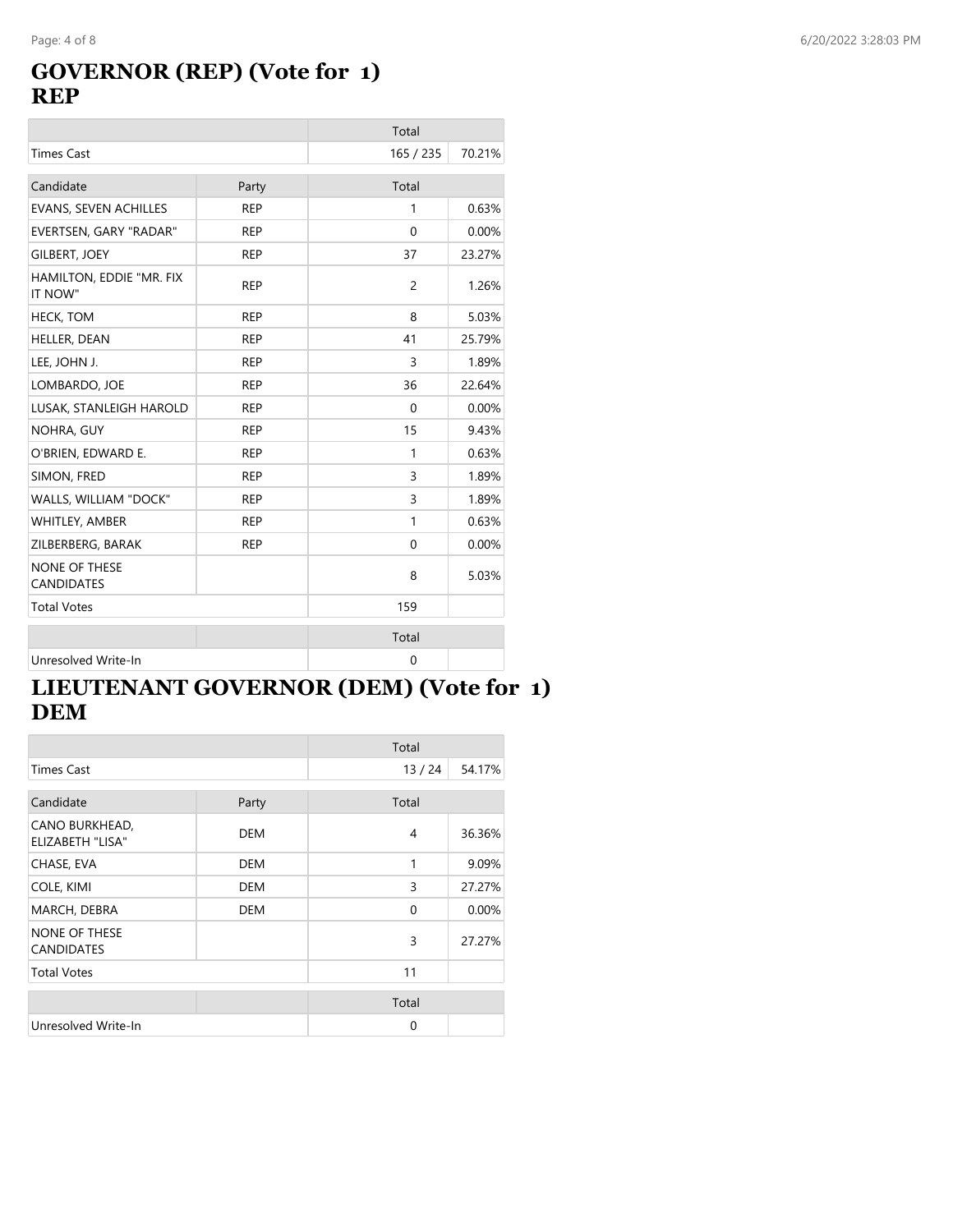# GOVERNOR (REP) (Vote for 1)
# REP

| | | Total | |
|---|---|---|---|
| Times Cast | | 165 / 235 | 70.21% |

| Candidate | Party | Total | |
|---|---|---|---|
| EVANS, SEVEN ACHILLES | REP | 1 | 0.63% |
| EVERTSEN, GARY "RADAR" | REP | 0 | 0.00% |
| GILBERT, JOEY | REP | 37 | 23.27% |
| HAMILTON, EDDIE "MR. FIX IT NOW" | REP | 2 | 1.26% |
| HECK, TOM | REP | 8 | 5.03% |
| HELLER, DEAN | REP | 41 | 25.79% |
| LEE, JOHN J. | REP | 3 | 1.89% |
| LOMBARDO, JOE | REP | 36 | 22.64% |
| LUSAK, STANLEIGH HAROLD | REP | 0 | 0.00% |
| NOHRA, GUY | REP | 15 | 9.43% |
| O'BRIEN, EDWARD E. | REP | 1 | 0.63% |
| SIMON, FRED | REP | 3 | 1.89% |
| WALLS, WILLIAM "DOCK" | REP | 3 | 1.89% |
| WHITLEY, AMBER | REP | 1 | 0.63% |
| ZILBERBERG, BARAK | REP | 0 | 0.00% |
| NONE OF THESE CANDIDATES | | 8 | 5.03% |
| Total Votes | | 159 | |

| | | Total | |
|---|---|---|---|
| Unresolved Write-In | | 0 | |

# LIEUTENANT GOVERNOR (DEM) (Vote for 1)
# DEM

| | | Total | |
|---|---|---|---|
| Times Cast | | 13 / 24 | 54.17% |

| Candidate | Party | Total | |
|---|---|---|---|
| CANO BURKHEAD, ELIZABETH "LISA" | DEM | 4 | 36.36% |
| CHASE, EVA | DEM | 1 | 9.09% |
| COLE, KIMI | DEM | 3 | 27.27% |
| MARCH, DEBRA | DEM | 0 | 0.00% |
| NONE OF THESE CANDIDATES | | 3 | 27.27% |
| Total Votes | | 11 | |

| | | Total | |
|---|---|---|---|
| Unresolved Write-In | | 0 | |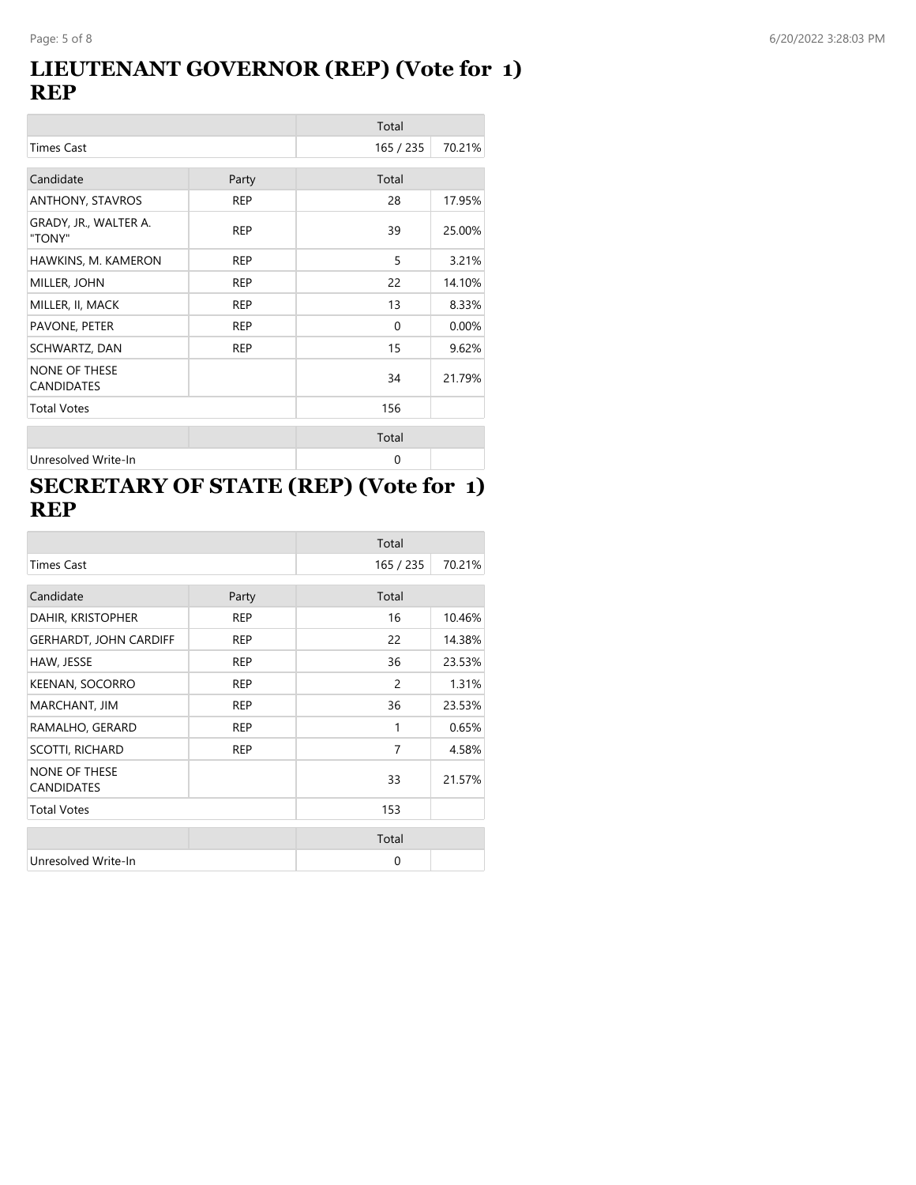# LIEUTENANT GOVERNOR (REP) (Vote for 1) REP

| | | Total | |
|---|---|---|---|
| Times Cast | | 165 / 235 | 70.21% |

| Candidate | Party | Total | |
|---|---|---|---|
| ANTHONY, STAVROS | REP | 28 | 17.95% |
| GRADY, JR., WALTER A. "TONY" | REP | 39 | 25.00% |
| HAWKINS, M. KAMERON | REP | 5 | 3.21% |
| MILLER, JOHN | REP | 22 | 14.10% |
| MILLER, II, MACK | REP | 13 | 8.33% |
| PAVONE, PETER | REP | 0 | 0.00% |
| SCHWARTZ, DAN | REP | 15 | 9.62% |
| NONE OF THESE CANDIDATES | | 34 | 21.79% |
| Total Votes | | 156 | |

| | | Total | |
|---|---|---|---|
| Unresolved Write-In | | 0 | |

# SECRETARY OF STATE (REP) (Vote for 1) REP

| | | Total | |
|---|---|---|---|
| Times Cast | | 165 / 235 | 70.21% |

| Candidate | Party | Total | |
|---|---|---|---|
| DAHIR, KRISTOPHER | REP | 16 | 10.46% |
| GERHARDT, JOHN CARDIFF | REP | 22 | 14.38% |
| HAW, JESSE | REP | 36 | 23.53% |
| KEENAN, SOCORRO | REP | 2 | 1.31% |
| MARCHANT, JIM | REP | 36 | 23.53% |
| RAMALHO, GERARD | REP | 1 | 0.65% |
| SCOTTI, RICHARD | REP | 7 | 4.58% |
| NONE OF THESE CANDIDATES | | 33 | 21.57% |
| Total Votes | | 153 | |

| | | Total | |
|---|---|---|---|
| Unresolved Write-In | | 0 | |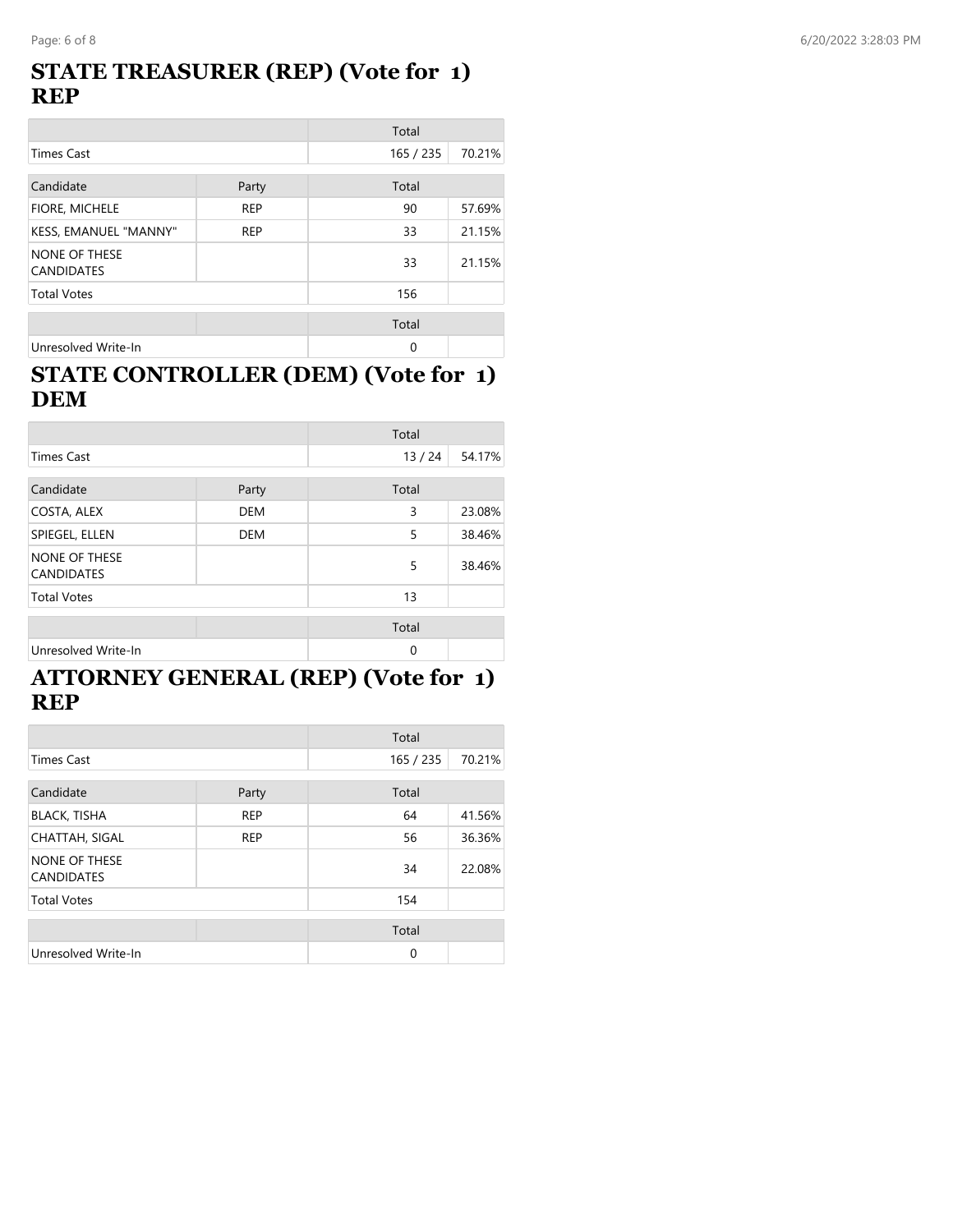## STATE TREASURER (REP) (Vote for 1) REP

| | | Total | |
|---|---|---|---|
| Times Cast | | 165 / 235 | 70.21% |
| Candidate | Party | Total | |
| FIORE, MICHELE | REP | 90 | 57.69% |
| KESS, EMANUEL "MANNY" | REP | 33 | 21.15% |
| NONE OF THESE CANDIDATES | | 33 | 21.15% |
| Total Votes | | 156 | |
| | | Total | |
| Unresolved Write-In | | 0 | |

## STATE CONTROLLER (DEM) (Vote for 1) DEM

| | | Total | |
|---|---|---|---|
| Times Cast | | 13 / 24 | 54.17% |
| Candidate | Party | Total | |
| COSTA, ALEX | DEM | 3 | 23.08% |
| SPIEGEL, ELLEN | DEM | 5 | 38.46% |
| NONE OF THESE CANDIDATES | | 5 | 38.46% |
| Total Votes | | 13 | |
| | | Total | |
| Unresolved Write-In | | 0 | |

## ATTORNEY GENERAL (REP) (Vote for 1) REP

| | | Total | |
|---|---|---|---|
| Times Cast | | 165 / 235 | 70.21% |
| Candidate | Party | Total | |
| BLACK, TISHA | REP | 64 | 41.56% |
| CHATTAH, SIGAL | REP | 56 | 36.36% |
| NONE OF THESE CANDIDATES | | 34 | 22.08% |
| Total Votes | | 154 | |
| | | Total | |
| Unresolved Write-In | | 0 | |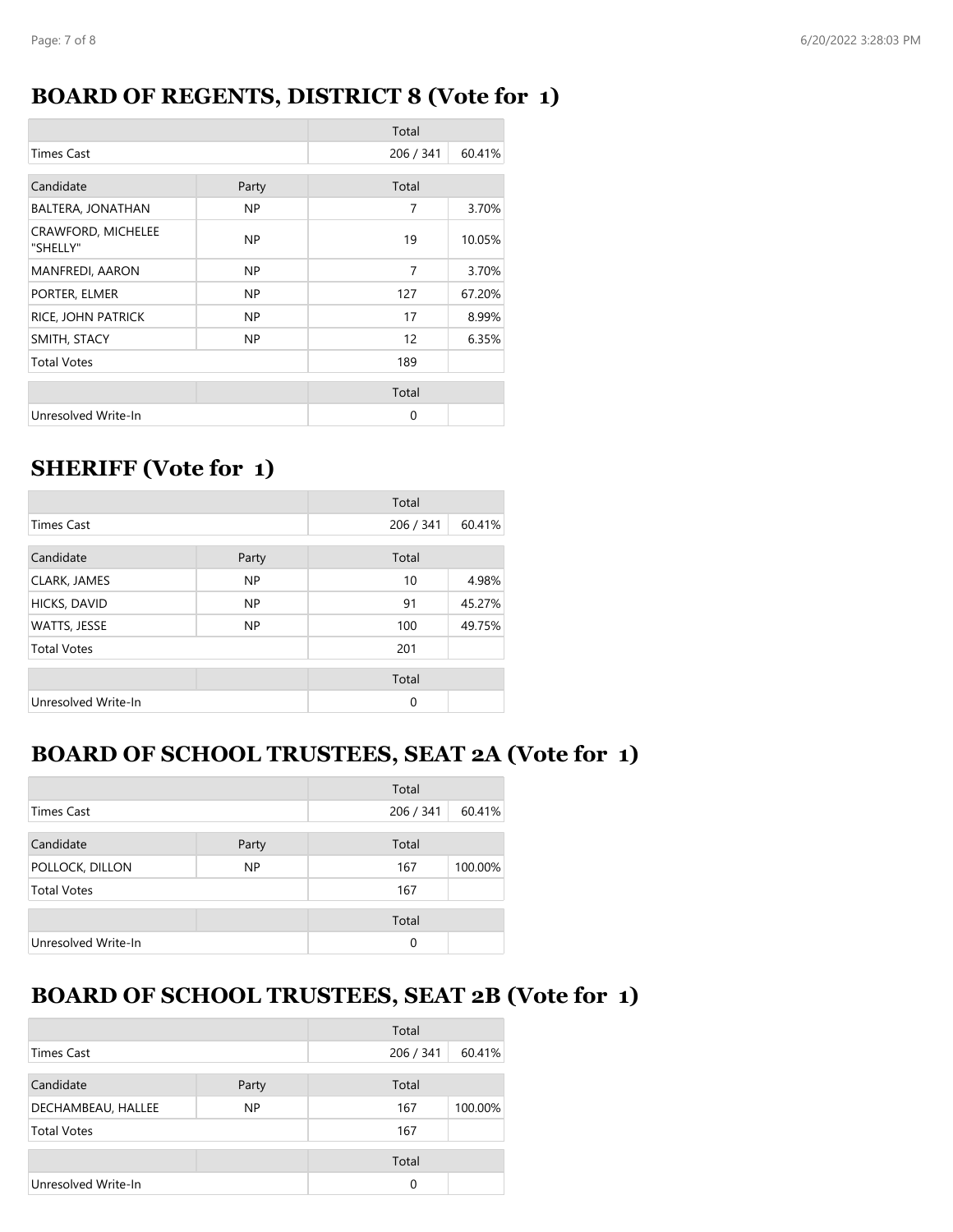## BOARD OF REGENTS, DISTRICT 8 (Vote for 1)

| | | Total | |
|---|---|---|---|
| Times Cast | | 206 / 341 | 60.41% |
| Candidate | Party | Total | |
| BALTERA, JONATHAN | NP | 7 | 3.70% |
| CRAWFORD, MICHELEE "SHELLY" | NP | 19 | 10.05% |
| MANFREDI, AARON | NP | 7 | 3.70% |
| PORTER, ELMER | NP | 127 | 67.20% |
| RICE, JOHN PATRICK | NP | 17 | 8.99% |
| SMITH, STACY | NP | 12 | 6.35% |
| Total Votes | | 189 | |

| | | Total | |
|---|---|---|---|
| Unresolved Write-In | | 0 | |

## SHERIFF (Vote for 1)

| | | Total | |
|---|---|---|---|
| Times Cast | | 206 / 341 | 60.41% |
| Candidate | Party | Total | |
| CLARK, JAMES | NP | 10 | 4.98% |
| HICKS, DAVID | NP | 91 | 45.27% |
| WATTS, JESSE | NP | 100 | 49.75% |
| Total Votes | | 201 | |

| | | Total | |
|---|---|---|---|
| Unresolved Write-In | | 0 | |

## BOARD OF SCHOOL TRUSTEES, SEAT 2A (Vote for 1)

| | | Total | |
|---|---|---|---|
| Times Cast | | 206 / 341 | 60.41% |
| Candidate | Party | Total | |
| POLLOCK, DILLON | NP | 167 | 100.00% |
| Total Votes | | 167 | |

| | | Total | |
|---|---|---|---|
| Unresolved Write-In | | 0 | |

## BOARD OF SCHOOL TRUSTEES, SEAT 2B (Vote for 1)

| | | Total | |
|---|---|---|---|
| Times Cast | | 206 / 341 | 60.41% |
| Candidate | Party | Total | |
| DECHAMBEAU, HALLEE | NP | 167 | 100.00% |
| Total Votes | | 167 | |

| | | Total | |
|---|---|---|---|
| Unresolved Write-In | | 0 | |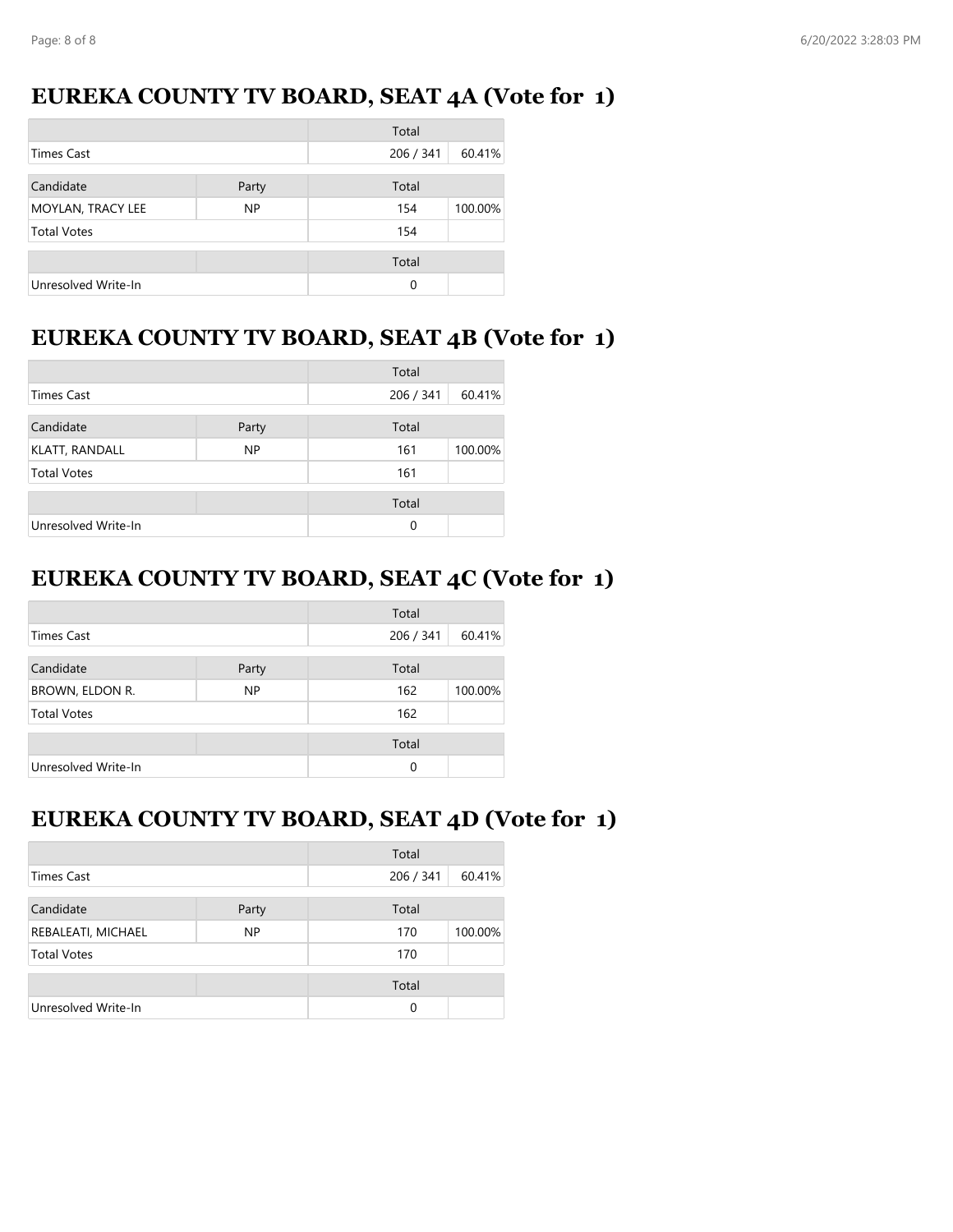## EUREKA COUNTY TV BOARD, SEAT 4A (Vote for 1)

| | | Total | |
|---|---|---|---|
| Times Cast | | 206 / 341 | 60.41% |
| Candidate | Party | Total | |
| MOYLAN, TRACY LEE | NP | 154 | 100.00% |
| Total Votes | | 154 | |
| | | Total | |
| Unresolved Write-In | | 0 | |

## EUREKA COUNTY TV BOARD, SEAT 4B (Vote for 1)

| | | Total | |
|---|---|---|---|
| Times Cast | | 206 / 341 | 60.41% |
| Candidate | Party | Total | |
| KLATT, RANDALL | NP | 161 | 100.00% |
| Total Votes | | 161 | |
| | | Total | |
| Unresolved Write-In | | 0 | |

## EUREKA COUNTY TV BOARD, SEAT 4C (Vote for 1)

| | | Total | |
|---|---|---|---|
| Times Cast | | 206 / 341 | 60.41% |
| Candidate | Party | Total | |
| BROWN, ELDON R. | NP | 162 | 100.00% |
| Total Votes | | 162 | |
| | | Total | |
| Unresolved Write-In | | 0 | |

## EUREKA COUNTY TV BOARD, SEAT 4D (Vote for 1)

| | | Total | |
|---|---|---|---|
| Times Cast | | 206 / 341 | 60.41% |
| Candidate | Party | Total | |
| REBALEATI, MICHAEL | NP | 170 | 100.00% |
| Total Votes | | 170 | |
| | | Total | |
| Unresolved Write-In | | 0 | |